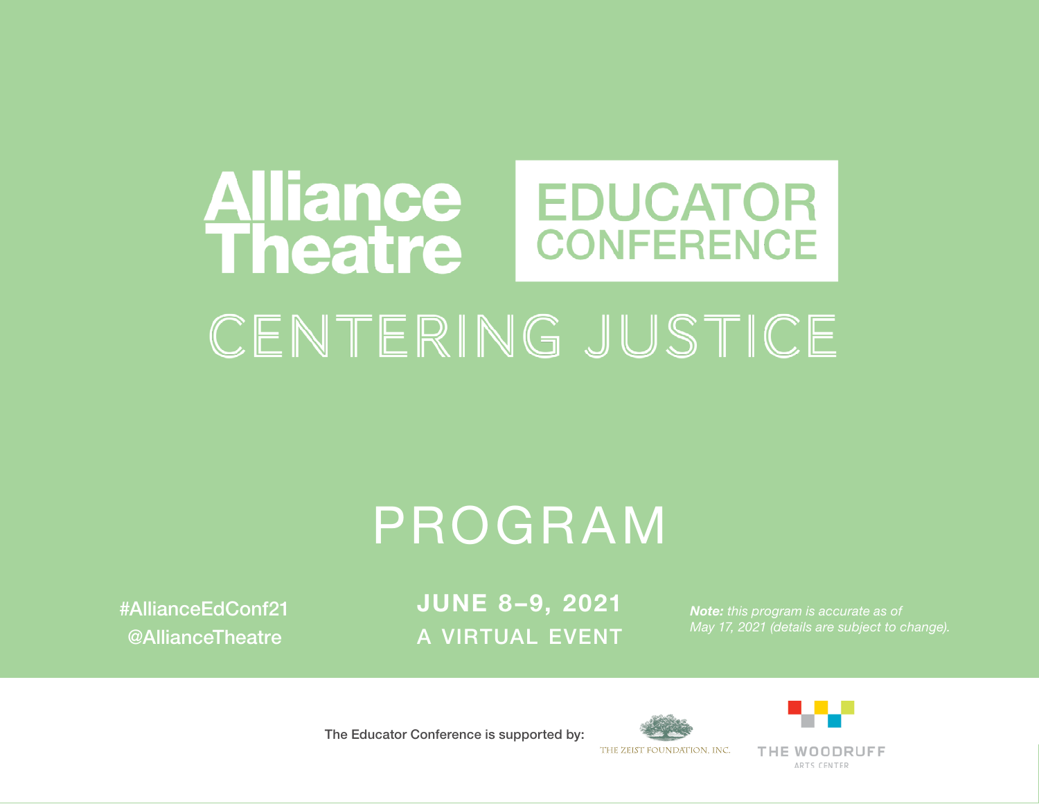# Alliance Theatre EDUCATOR CONFERENCE

# CENTERING JUSTICE

## PROGRAM

#AllianceEdConf21
@AllianceTheatre

**JUNE 8–9, 2021**
**A VIRTUAL EVENT**

***Note:*** *this program is accurate as of May 17, 2021 (details are subject to change).*

The Educator Conference is supported by:

THE ZEIST FOUNDATION, INC.

THE WOODRUFF ARTS CENTER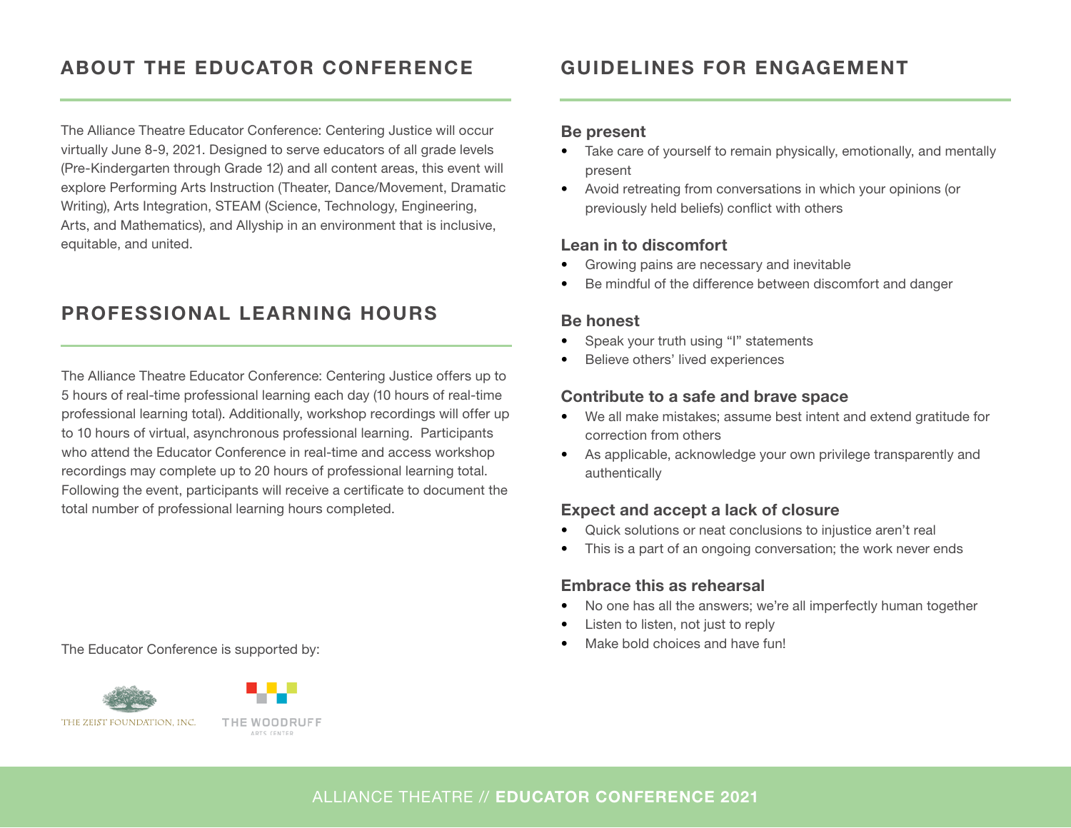## ABOUT THE EDUCATOR CONFERENCE

The Alliance Theatre Educator Conference: Centering Justice will occur virtually June 8-9, 2021. Designed to serve educators of all grade levels (Pre-Kindergarten through Grade 12) and all content areas, this event will explore Performing Arts Instruction (Theater, Dance/Movement, Dramatic Writing), Arts Integration, STEAM (Science, Technology, Engineering, Arts, and Mathematics), and Allyship in an environment that is inclusive, equitable, and united.

## PROFESSIONAL LEARNING HOURS

The Alliance Theatre Educator Conference: Centering Justice offers up to 5 hours of real-time professional learning each day (10 hours of real-time professional learning total). Additionally, workshop recordings will offer up to 10 hours of virtual, asynchronous professional learning. Participants who attend the Educator Conference in real-time and access workshop recordings may complete up to 20 hours of professional learning total. Following the event, participants will receive a certificate to document the total number of professional learning hours completed.

The Educator Conference is supported by:

THE ZEIST FOUNDATION, INC.

THE WOODRUFF ARTS CENTER

## GUIDELINES FOR ENGAGEMENT

**Be present**

- Take care of yourself to remain physically, emotionally, and mentally present
- Avoid retreating from conversations in which your opinions (or previously held beliefs) conflict with others

**Lean in to discomfort**

- Growing pains are necessary and inevitable
- Be mindful of the difference between discomfort and danger

**Be honest**

- Speak your truth using "I" statements
- Believe others' lived experiences

**Contribute to a safe and brave space**

- We all make mistakes; assume best intent and extend gratitude for correction from others
- As applicable, acknowledge your own privilege transparently and authentically

**Expect and accept a lack of closure**

- Quick solutions or neat conclusions to injustice aren't real
- This is a part of an ongoing conversation; the work never ends

**Embrace this as rehearsal**

- No one has all the answers; we're all imperfectly human together
- Listen to listen, not just to reply
- Make bold choices and have fun!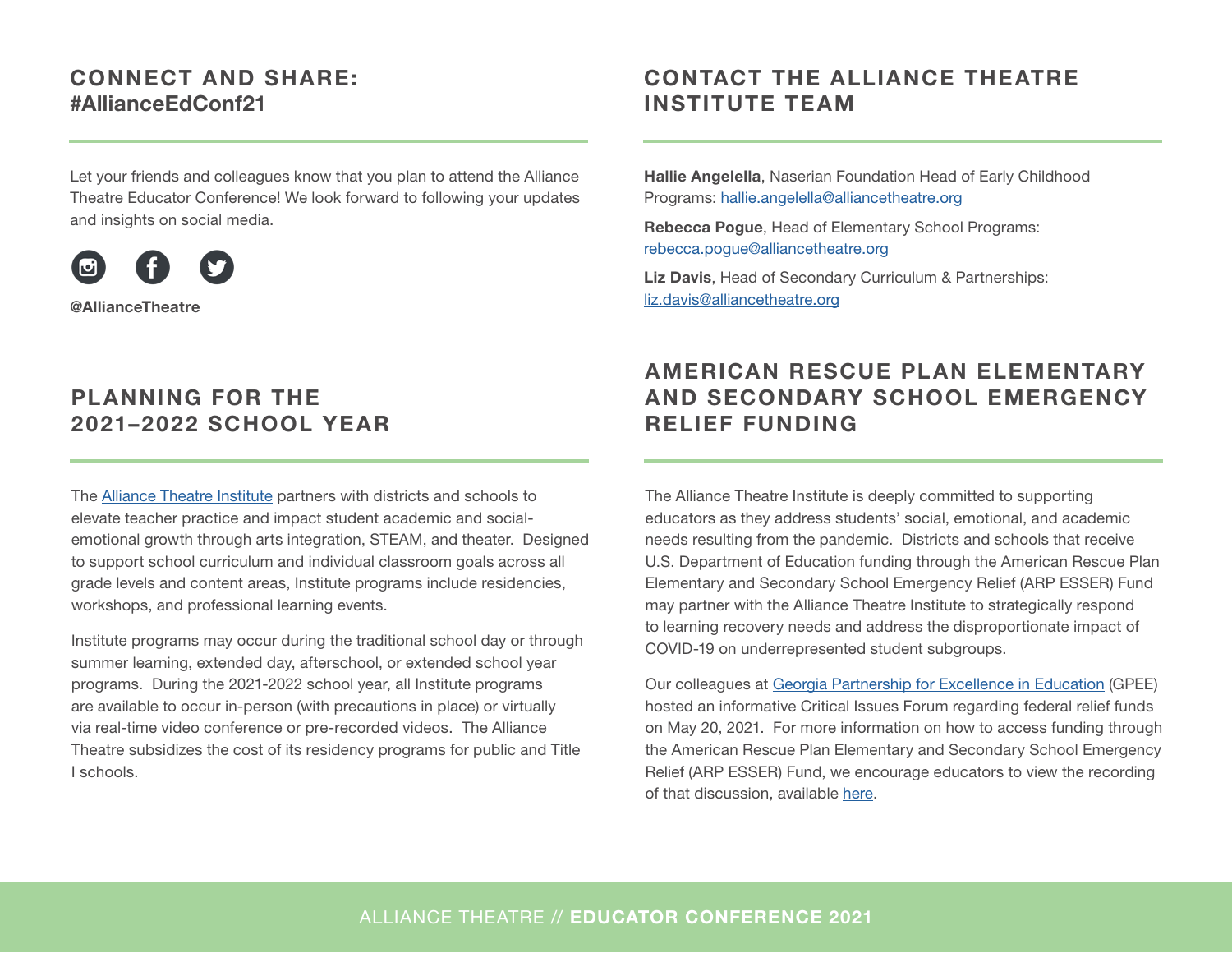## CONNECT AND SHARE: #AllianceEdConf21

Let your friends and colleagues know that you plan to attend the Alliance Theatre Educator Conference! We look forward to following your updates and insights on social media.

**@AllianceTheatre**

## PLANNING FOR THE 2021–2022 SCHOOL YEAR

The Alliance Theatre Institute partners with districts and schools to elevate teacher practice and impact student academic and social-emotional growth through arts integration, STEAM, and theater. Designed to support school curriculum and individual classroom goals across all grade levels and content areas, Institute programs include residencies, workshops, and professional learning events.

Institute programs may occur during the traditional school day or through summer learning, extended day, afterschool, or extended school year programs. During the 2021-2022 school year, all Institute programs are available to occur in-person (with precautions in place) or virtually via real-time video conference or pre-recorded videos. The Alliance Theatre subsidizes the cost of its residency programs for public and Title I schools.

## CONTACT THE ALLIANCE THEATRE INSTITUTE TEAM

**Hallie Angelella**, Naserian Foundation Head of Early Childhood Programs: hallie.angelella@alliancetheatre.org

**Rebecca Pogue**, Head of Elementary School Programs: rebecca.pogue@alliancetheatre.org

**Liz Davis**, Head of Secondary Curriculum & Partnerships: liz.davis@alliancetheatre.org

## AMERICAN RESCUE PLAN ELEMENTARY AND SECONDARY SCHOOL EMERGENCY RELIEF FUNDING

The Alliance Theatre Institute is deeply committed to supporting educators as they address students' social, emotional, and academic needs resulting from the pandemic. Districts and schools that receive U.S. Department of Education funding through the American Rescue Plan Elementary and Secondary School Emergency Relief (ARP ESSER) Fund may partner with the Alliance Theatre Institute to strategically respond to learning recovery needs and address the disproportionate impact of COVID-19 on underrepresented student subgroups.

Our colleagues at Georgia Partnership for Excellence in Education (GPEE) hosted an informative Critical Issues Forum regarding federal relief funds on May 20, 2021. For more information on how to access funding through the American Rescue Plan Elementary and Secondary School Emergency Relief (ARP ESSER) Fund, we encourage educators to view the recording of that discussion, available here.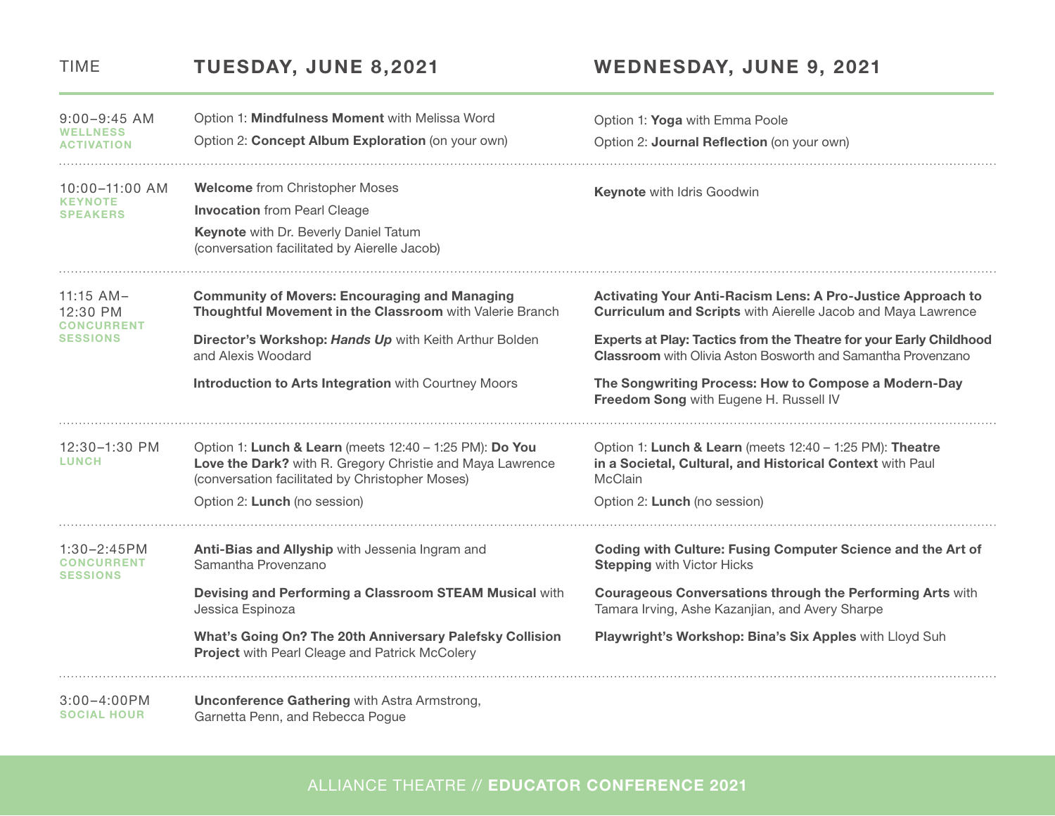| TIME | TUESDAY, JUNE 8,2021 | WEDNESDAY, JUNE 9, 2021 |
|---|---|---|
| 9:00–9:45 AM **WELLNESS ACTIVATION** | Option 1: **Mindfulness Moment** with Melissa Word<br>Option 2: **Concept Album Exploration** (on your own) | Option 1: **Yoga** with Emma Poole<br>Option 2: **Journal Reflection** (on your own) |
| 10:00–11:00 AM **KEYNOTE SPEAKERS** | **Welcome** from Christopher Moses<br>**Invocation** from Pearl Cleage<br>**Keynote** with Dr. Beverly Daniel Tatum (conversation facilitated by Aierelle Jacob) | **Keynote** with Idris Goodwin |
| 11:15 AM–12:30 PM **CONCURRENT SESSIONS** | **Community of Movers: Encouraging and Managing Thoughtful Movement in the Classroom** with Valerie Branch<br>**Director's Workshop: *Hands Up*** with Keith Arthur Bolden and Alexis Woodard<br>**Introduction to Arts Integration** with Courtney Moors | **Activating Your Anti-Racism Lens: A Pro-Justice Approach to Curriculum and Scripts** with Aierelle Jacob and Maya Lawrence<br>**Experts at Play: Tactics from the Theatre for your Early Childhood Classroom** with Olivia Aston Bosworth and Samantha Provenzano<br>**The Songwriting Process: How to Compose a Modern-Day Freedom Song** with Eugene H. Russell IV |
| 12:30–1:30 PM **LUNCH** | Option 1: **Lunch & Learn** (meets 12:40 – 1:25 PM): **Do You Love the Dark?** with R. Gregory Christie and Maya Lawrence (conversation facilitated by Christopher Moses)<br>Option 2: **Lunch** (no session) | Option 1: **Lunch & Learn** (meets 12:40 – 1:25 PM): **Theatre in a Societal, Cultural, and Historical Context** with Paul McClain<br>Option 2: **Lunch** (no session) |
| 1:30–2:45PM **CONCURRENT SESSIONS** | **Anti-Bias and Allyship** with Jessenia Ingram and Samantha Provenzano<br>**Devising and Performing a Classroom STEAM Musical** with Jessica Espinoza<br>**What's Going On? The 20th Anniversary Palefsky Collision Project** with Pearl Cleage and Patrick McColery | **Coding with Culture: Fusing Computer Science and the Art of Stepping** with Victor Hicks<br>**Courageous Conversations through the Performing Arts** with Tamara Irving, Ashe Kazanjian, and Avery Sharpe<br>**Playwright's Workshop: Bina's Six Apples** with Lloyd Suh |
| 3:00–4:00PM **SOCIAL HOUR** | **Unconference Gathering** with Astra Armstrong, Garnetta Penn, and Rebecca Pogue | |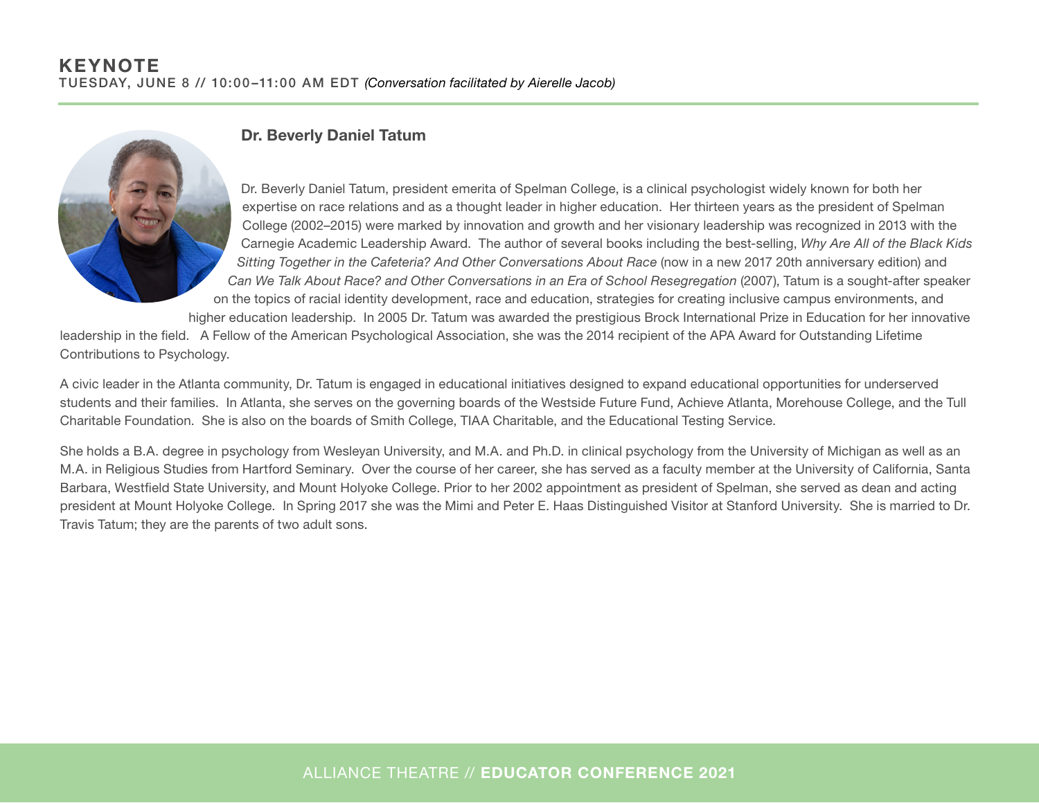## KEYNOTE

**TUESDAY, JUNE 8 // 10:00–11:00 AM EDT** *(Conversation facilitated by Aierelle Jacob)*

### Dr. Beverly Daniel Tatum

Dr. Beverly Daniel Tatum, president emerita of Spelman College, is a clinical psychologist widely known for both her expertise on race relations and as a thought leader in higher education. Her thirteen years as the president of Spelman College (2002–2015) were marked by innovation and growth and her visionary leadership was recognized in 2013 with the Carnegie Academic Leadership Award. The author of several books including the best-selling, *Why Are All of the Black Kids Sitting Together in the Cafeteria? And Other Conversations About Race* (now in a new 2017 20th anniversary edition) and *Can We Talk About Race? and Other Conversations in an Era of School Resegregation* (2007), Tatum is a sought-after speaker on the topics of racial identity development, race and education, strategies for creating inclusive campus environments, and higher education leadership. In 2005 Dr. Tatum was awarded the prestigious Brock International Prize in Education for her innovative leadership in the field. A Fellow of the American Psychological Association, she was the 2014 recipient of the APA Award for Outstanding Lifetime Contributions to Psychology.

A civic leader in the Atlanta community, Dr. Tatum is engaged in educational initiatives designed to expand educational opportunities for underserved students and their families. In Atlanta, she serves on the governing boards of the Westside Future Fund, Achieve Atlanta, Morehouse College, and the Tull Charitable Foundation. She is also on the boards of Smith College, TIAA Charitable, and the Educational Testing Service.

She holds a B.A. degree in psychology from Wesleyan University, and M.A. and Ph.D. in clinical psychology from the University of Michigan as well as an M.A. in Religious Studies from Hartford Seminary. Over the course of her career, she has served as a faculty member at the University of California, Santa Barbara, Westfield State University, and Mount Holyoke College. Prior to her 2002 appointment as president of Spelman, she served as dean and acting president at Mount Holyoke College. In Spring 2017 she was the Mimi and Peter E. Haas Distinguished Visitor at Stanford University. She is married to Dr. Travis Tatum; they are the parents of two adult sons.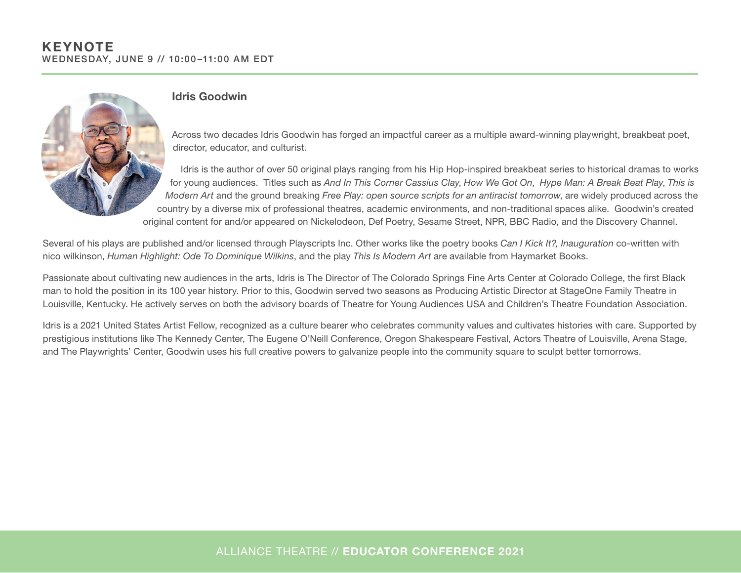# KEYNOTE

WEDNESDAY, JUNE 9 // 10:00–11:00 AM EDT

## Idris Goodwin

Across two decades Idris Goodwin has forged an impactful career as a multiple award-winning playwright, breakbeat poet, director, educator, and culturist.

Idris is the author of over 50 original plays ranging from his Hip Hop-inspired breakbeat series to historical dramas to works for young audiences. Titles such as *And In This Corner Cassius Clay*, *How We Got On*, *Hype Man: A Break Beat Play*, *This is Modern Art* and the ground breaking *Free Play: open source scripts for an antiracist tomorrow*, are widely produced across the country by a diverse mix of professional theatres, academic environments, and non-traditional spaces alike. Goodwin's created original content for and/or appeared on Nickelodeon, Def Poetry, Sesame Street, NPR, BBC Radio, and the Discovery Channel.

Several of his plays are published and/or licensed through Playscripts Inc. Other works like the poetry books *Can I Kick It?, Inauguration* co-written with nico wilkinson, *Human Highlight: Ode To Dominique Wilkins*, and the play *This Is Modern Art* are available from Haymarket Books.

Passionate about cultivating new audiences in the arts, Idris is The Director of The Colorado Springs Fine Arts Center at Colorado College, the first Black man to hold the position in its 100 year history. Prior to this, Goodwin served two seasons as Producing Artistic Director at StageOne Family Theatre in Louisville, Kentucky. He actively serves on both the advisory boards of Theatre for Young Audiences USA and Children's Theatre Foundation Association.

Idris is a 2021 United States Artist Fellow, recognized as a culture bearer who celebrates community values and cultivates histories with care. Supported by prestigious institutions like The Kennedy Center, The Eugene O'Neill Conference, Oregon Shakespeare Festival, Actors Theatre of Louisville, Arena Stage, and The Playwrights' Center, Goodwin uses his full creative powers to galvanize people into the community square to sculpt better tomorrows.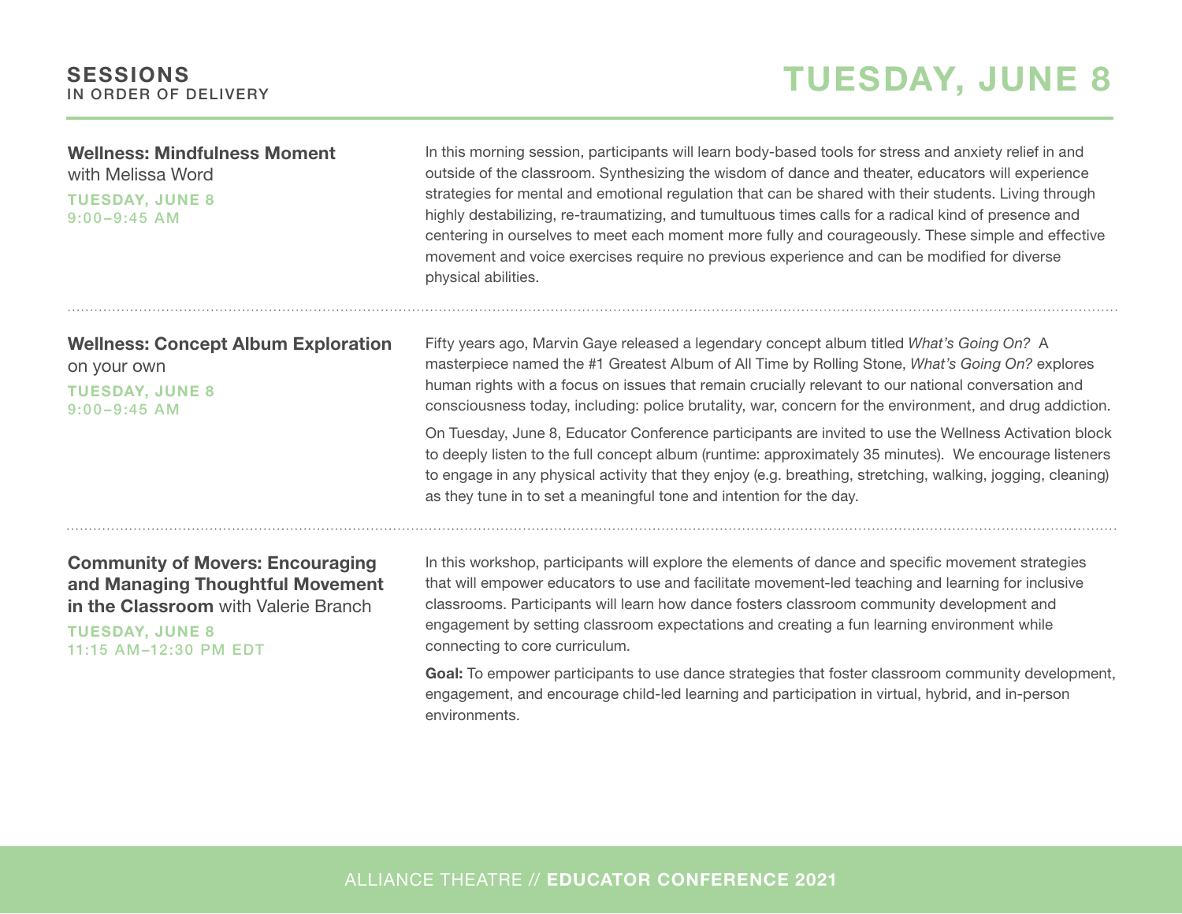# SESSIONS
IN ORDER OF DELIVERY

# TUESDAY, JUNE 8

### Wellness: Mindfulness Moment
with Melissa Word

**TUESDAY, JUNE 8**
**9:00–9:45 AM**

In this morning session, participants will learn body-based tools for stress and anxiety relief in and outside of the classroom. Synthesizing the wisdom of dance and theater, educators will experience strategies for mental and emotional regulation that can be shared with their students. Living through highly destabilizing, re-traumatizing, and tumultuous times calls for a radical kind of presence and centering in ourselves to meet each moment more fully and courageously. These simple and effective movement and voice exercises require no previous experience and can be modified for diverse physical abilities.

---

### Wellness: Concept Album Exploration
on your own

**TUESDAY, JUNE 8**
**9:00–9:45 AM**

Fifty years ago, Marvin Gaye released a legendary concept album titled *What's Going On?* A masterpiece named the #1 Greatest Album of All Time by Rolling Stone, *What's Going On?* explores human rights with a focus on issues that remain crucially relevant to our national conversation and consciousness today, including: police brutality, war, concern for the environment, and drug addiction.

On Tuesday, June 8, Educator Conference participants are invited to use the Wellness Activation block to deeply listen to the full concept album (runtime: approximately 35 minutes). We encourage listeners to engage in any physical activity that they enjoy (e.g. breathing, stretching, walking, jogging, cleaning) as they tune in to set a meaningful tone and intention for the day.

---

### Community of Movers: Encouraging and Managing Thoughtful Movement in the Classroom with Valerie Branch

**TUESDAY, JUNE 8**
**11:15 AM–12:30 PM EDT**

In this workshop, participants will explore the elements of dance and specific movement strategies that will empower educators to use and facilitate movement-led teaching and learning for inclusive classrooms. Participants will learn how dance fosters classroom community development and engagement by setting classroom expectations and creating a fun learning environment while connecting to core curriculum.

**Goal:** To empower participants to use dance strategies that foster classroom community development, engagement, and encourage child-led learning and participation in virtual, hybrid, and in-person environments.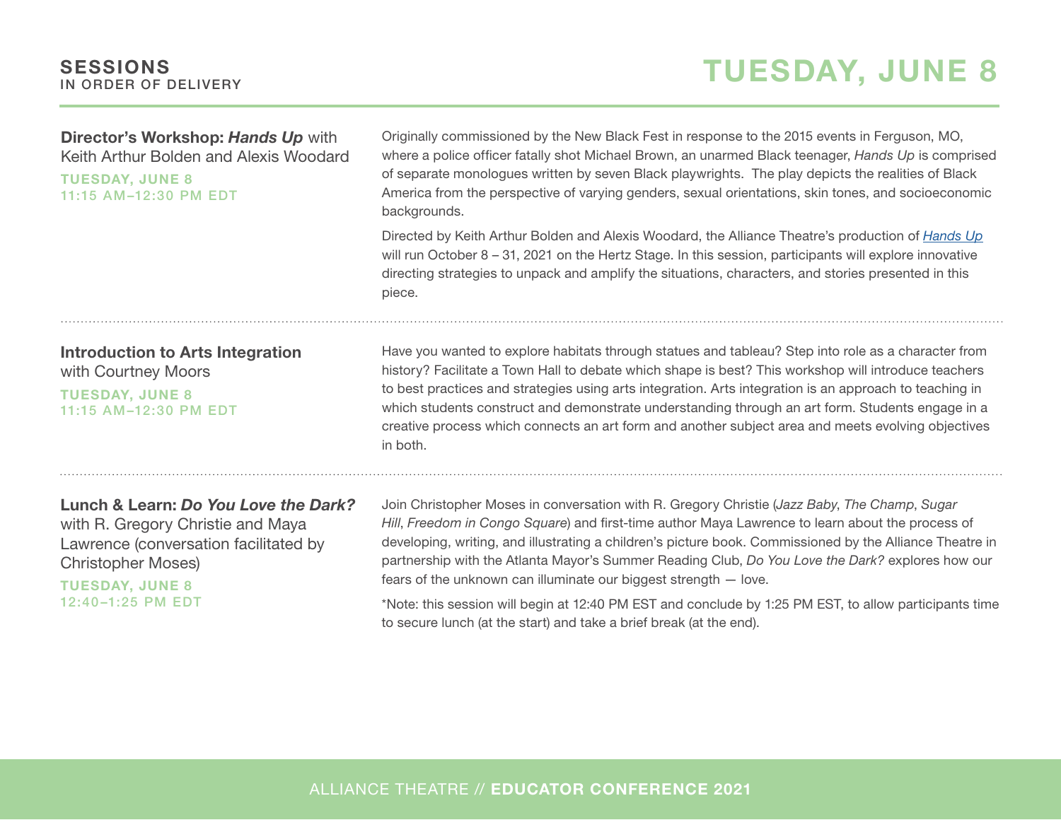## SESSIONS
IN ORDER OF DELIVERY

# TUESDAY, JUNE 8

---

### **Director's Workshop: *Hands Up*** with Keith Arthur Bolden and Alexis Woodard

**TUESDAY, JUNE 8**
**11:15 AM–12:30 PM EDT**

Originally commissioned by the New Black Fest in response to the 2015 events in Ferguson, MO, where a police officer fatally shot Michael Brown, an unarmed Black teenager, *Hands Up* is comprised of separate monologues written by seven Black playwrights. The play depicts the realities of Black America from the perspective of varying genders, sexual orientations, skin tones, and socioeconomic backgrounds.

Directed by Keith Arthur Bolden and Alexis Woodard, the Alliance Theatre's production of *Hands Up* will run October 8 – 31, 2021 on the Hertz Stage. In this session, participants will explore innovative directing strategies to unpack and amplify the situations, characters, and stories presented in this piece.

---

### **Introduction to Arts Integration** with Courtney Moors

**TUESDAY, JUNE 8**
**11:15 AM–12:30 PM EDT**

Have you wanted to explore habitats through statues and tableau? Step into role as a character from history? Facilitate a Town Hall to debate which shape is best? This workshop will introduce teachers to best practices and strategies using arts integration. Arts integration is an approach to teaching in which students construct and demonstrate understanding through an art form. Students engage in a creative process which connects an art form and another subject area and meets evolving objectives in both.

---

### **Lunch & Learn: *Do You Love the Dark?*** with R. Gregory Christie and Maya Lawrence (conversation facilitated by Christopher Moses)

**TUESDAY, JUNE 8**
**12:40–1:25 PM EDT**

Join Christopher Moses in conversation with R. Gregory Christie (*Jazz Baby*, *The Champ*, *Sugar Hill*, *Freedom in Congo Square*) and first-time author Maya Lawrence to learn about the process of developing, writing, and illustrating a children's picture book. Commissioned by the Alliance Theatre in partnership with the Atlanta Mayor's Summer Reading Club, *Do You Love the Dark?* explores how our fears of the unknown can illuminate our biggest strength — love.

*Note: this session will begin at 12:40 PM EST and conclude by 1:25 PM EST, to allow participants time to secure lunch (at the start) and take a brief break (at the end).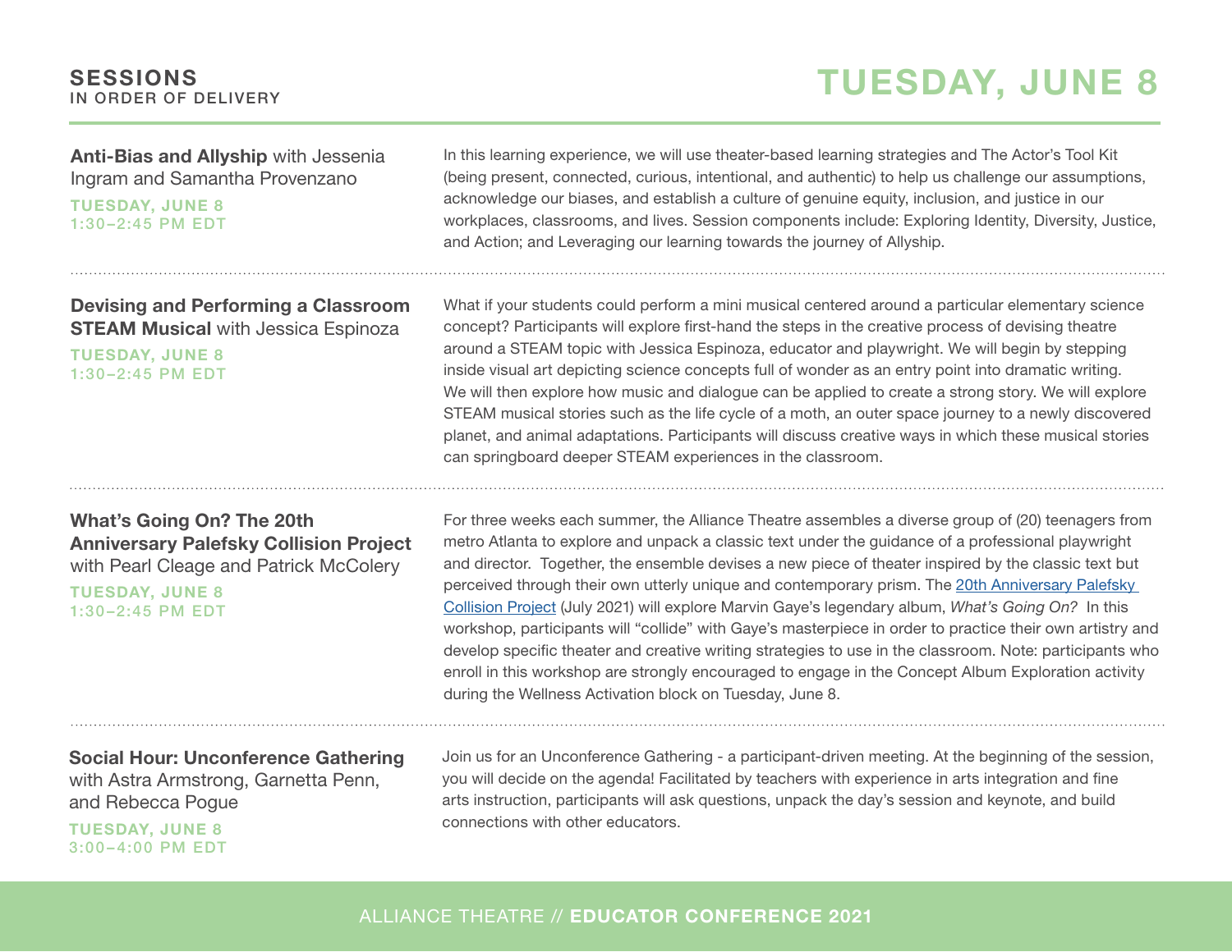## SESSIONS
IN ORDER OF DELIVERY

# TUESDAY, JUNE 8

**Anti-Bias and Allyship** with Jessenia Ingram and Samantha Provenzano

**TUESDAY, JUNE 8**
**1:30–2:45 PM EDT**

In this learning experience, we will use theater-based learning strategies and The Actor's Tool Kit (being present, connected, curious, intentional, and authentic) to help us challenge our assumptions, acknowledge our biases, and establish a culture of genuine equity, inclusion, and justice in our workplaces, classrooms, and lives. Session components include: Exploring Identity, Diversity, Justice, and Action; and Leveraging our learning towards the journey of Allyship.

---

**Devising and Performing a Classroom STEAM Musical** with Jessica Espinoza

**TUESDAY, JUNE 8**
**1:30–2:45 PM EDT**

What if your students could perform a mini musical centered around a particular elementary science concept? Participants will explore first-hand the steps in the creative process of devising theatre around a STEAM topic with Jessica Espinoza, educator and playwright. We will begin by stepping inside visual art depicting science concepts full of wonder as an entry point into dramatic writing. We will then explore how music and dialogue can be applied to create a strong story. We will explore STEAM musical stories such as the life cycle of a moth, an outer space journey to a newly discovered planet, and animal adaptations. Participants will discuss creative ways in which these musical stories can springboard deeper STEAM experiences in the classroom.

---

**What's Going On? The 20th Anniversary Palefsky Collision Project** with Pearl Cleage and Patrick McColery

**TUESDAY, JUNE 8**
**1:30–2:45 PM EDT**

For three weeks each summer, the Alliance Theatre assembles a diverse group of (20) teenagers from metro Atlanta to explore and unpack a classic text under the guidance of a professional playwright and director. Together, the ensemble devises a new piece of theater inspired by the classic text but perceived through their own utterly unique and contemporary prism. The 20th Anniversary Palefsky Collision Project (July 2021) will explore Marvin Gaye's legendary album, *What's Going On?* In this workshop, participants will "collide" with Gaye's masterpiece in order to practice their own artistry and develop specific theater and creative writing strategies to use in the classroom. Note: participants who enroll in this workshop are strongly encouraged to engage in the Concept Album Exploration activity during the Wellness Activation block on Tuesday, June 8.

---

**Social Hour: Unconference Gathering** with Astra Armstrong, Garnetta Penn, and Rebecca Pogue

**TUESDAY, JUNE 8**
**3:00–4:00 PM EDT**

Join us for an Unconference Gathering - a participant-driven meeting. At the beginning of the session, you will decide on the agenda! Facilitated by teachers with experience in arts integration and fine arts instruction, participants will ask questions, unpack the day's session and keynote, and build connections with other educators.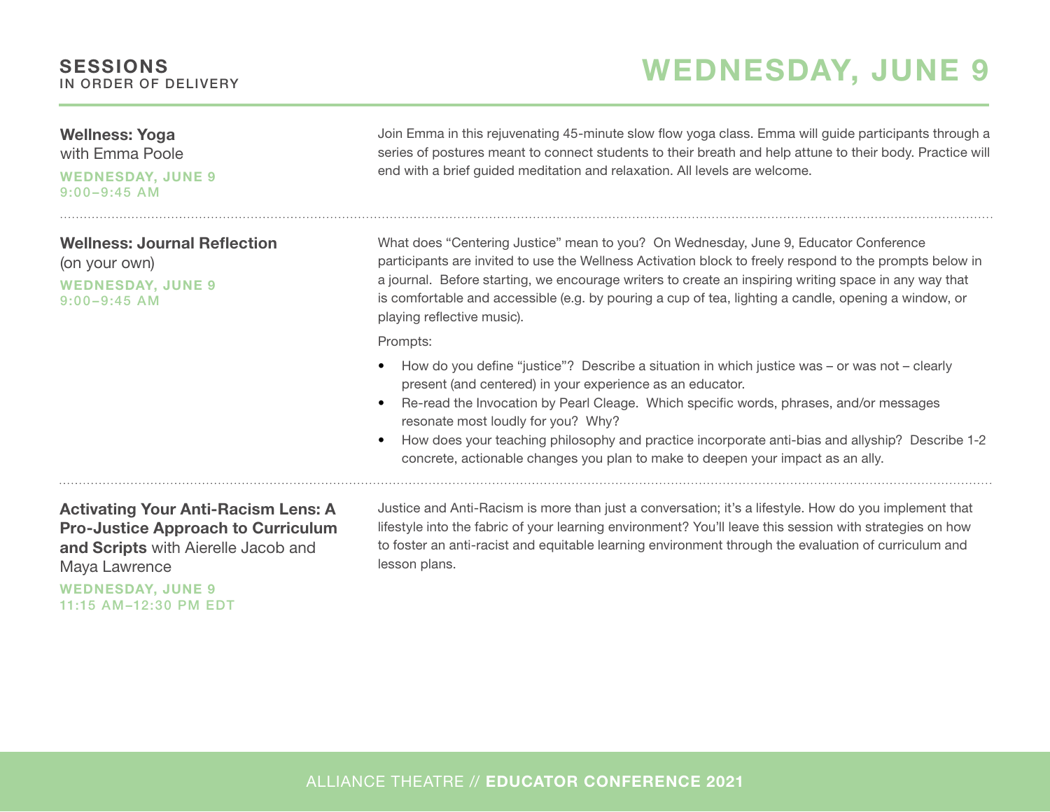# SESSIONS
IN ORDER OF DELIVERY

## WEDNESDAY, JUNE 9

### Wellness: Yoga
with Emma Poole

**WEDNESDAY, JUNE 9**
**9:00–9:45 AM**

Join Emma in this rejuvenating 45-minute slow flow yoga class. Emma will guide participants through a series of postures meant to connect students to their breath and help attune to their body. Practice will end with a brief guided meditation and relaxation. All levels are welcome.

---

### Wellness: Journal Reflection
(on your own)

**WEDNESDAY, JUNE 9**
**9:00–9:45 AM**

What does "Centering Justice" mean to you? On Wednesday, June 9, Educator Conference participants are invited to use the Wellness Activation block to freely respond to the prompts below in a journal. Before starting, we encourage writers to create an inspiring writing space in any way that is comfortable and accessible (e.g. by pouring a cup of tea, lighting a candle, opening a window, or playing reflective music).

Prompts:

- How do you define "justice"? Describe a situation in which justice was – or was not – clearly present (and centered) in your experience as an educator.
- Re-read the Invocation by Pearl Cleage. Which specific words, phrases, and/or messages resonate most loudly for you? Why?
- How does your teaching philosophy and practice incorporate anti-bias and allyship? Describe 1-2 concrete, actionable changes you plan to make to deepen your impact as an ally.

---

### Activating Your Anti-Racism Lens: A Pro-Justice Approach to Curriculum and Scripts with Aierelle Jacob and Maya Lawrence

**WEDNESDAY, JUNE 9**
**11:15 AM–12:30 PM EDT**

Justice and Anti-Racism is more than just a conversation; it's a lifestyle. How do you implement that lifestyle into the fabric of your learning environment? You'll leave this session with strategies on how to foster an anti-racist and equitable learning environment through the evaluation of curriculum and lesson plans.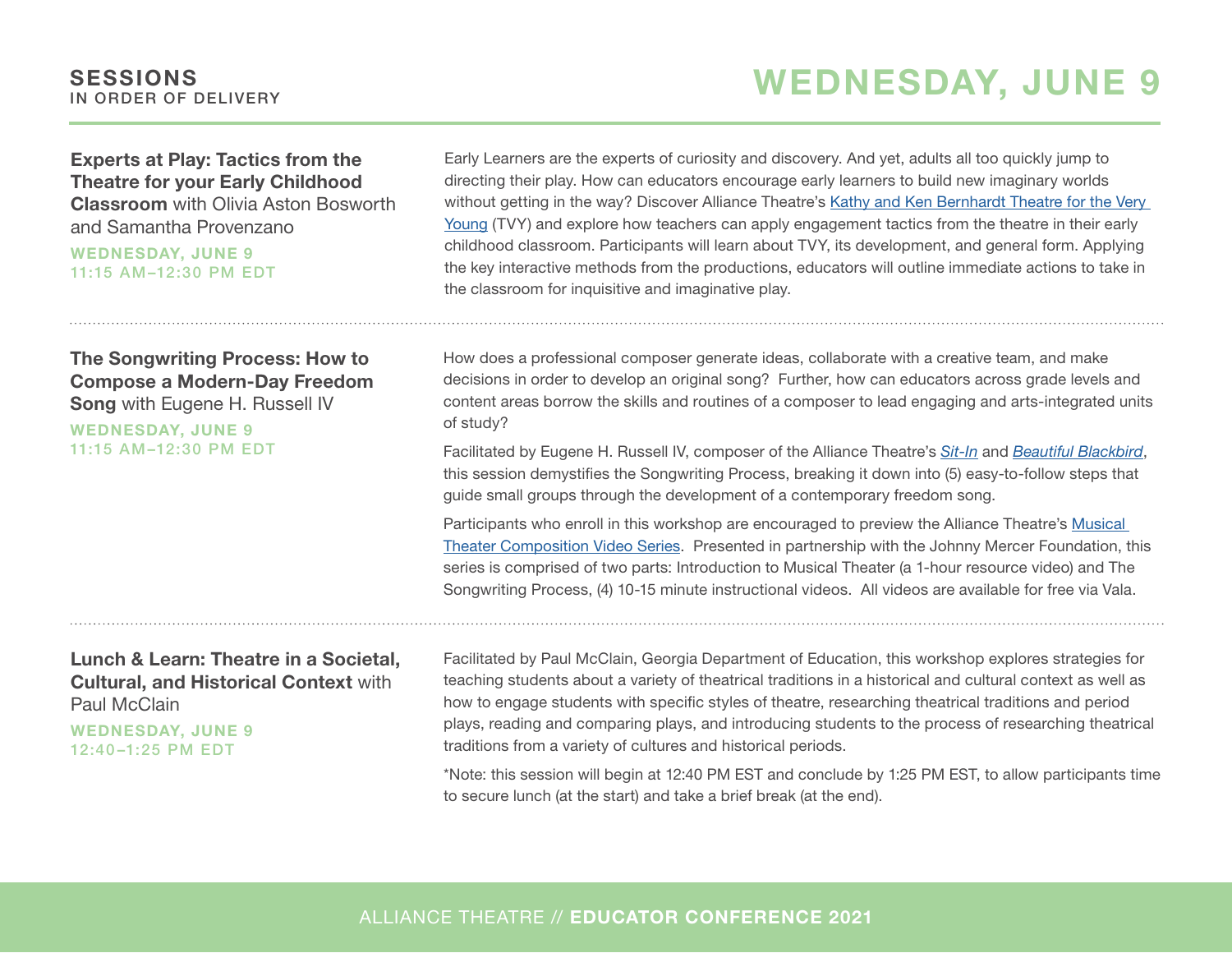**SESSIONS**
IN ORDER OF DELIVERY

# WEDNESDAY, JUNE 9

---

**Experts at Play: Tactics from the Theatre for your Early Childhood Classroom** with Olivia Aston Bosworth and Samantha Provenzano

**WEDNESDAY, JUNE 9**
**11:15 AM–12:30 PM EDT**

Early Learners are the experts of curiosity and discovery. And yet, adults all too quickly jump to directing their play. How can educators encourage early learners to build new imaginary worlds without getting in the way? Discover Alliance Theatre's Kathy and Ken Bernhardt Theatre for the Very Young (TVY) and explore how teachers can apply engagement tactics from the theatre in their early childhood classroom. Participants will learn about TVY, its development, and general form. Applying the key interactive methods from the productions, educators will outline immediate actions to take in the classroom for inquisitive and imaginative play.

---

**The Songwriting Process: How to Compose a Modern-Day Freedom Song** with Eugene H. Russell IV

**WEDNESDAY, JUNE 9**
**11:15 AM–12:30 PM EDT**

How does a professional composer generate ideas, collaborate with a creative team, and make decisions in order to develop an original song? Further, how can educators across grade levels and content areas borrow the skills and routines of a composer to lead engaging and arts-integrated units of study?

Facilitated by Eugene H. Russell IV, composer of the Alliance Theatre's *Sit-In* and *Beautiful Blackbird*, this session demystifies the Songwriting Process, breaking it down into (5) easy-to-follow steps that guide small groups through the development of a contemporary freedom song.

Participants who enroll in this workshop are encouraged to preview the Alliance Theatre's Musical Theater Composition Video Series. Presented in partnership with the Johnny Mercer Foundation, this series is comprised of two parts: Introduction to Musical Theater (a 1-hour resource video) and The Songwriting Process, (4) 10-15 minute instructional videos. All videos are available for free via Vala.

---

**Lunch & Learn: Theatre in a Societal, Cultural, and Historical Context** with Paul McClain

**WEDNESDAY, JUNE 9**
**12:40–1:25 PM EDT**

Facilitated by Paul McClain, Georgia Department of Education, this workshop explores strategies for teaching students about a variety of theatrical traditions in a historical and cultural context as well as how to engage students with specific styles of theatre, researching theatrical traditions and period plays, reading and comparing plays, and introducing students to the process of researching theatrical traditions from a variety of cultures and historical periods.

*Note: this session will begin at 12:40 PM EST and conclude by 1:25 PM EST, to allow participants time to secure lunch (at the start) and take a brief break (at the end).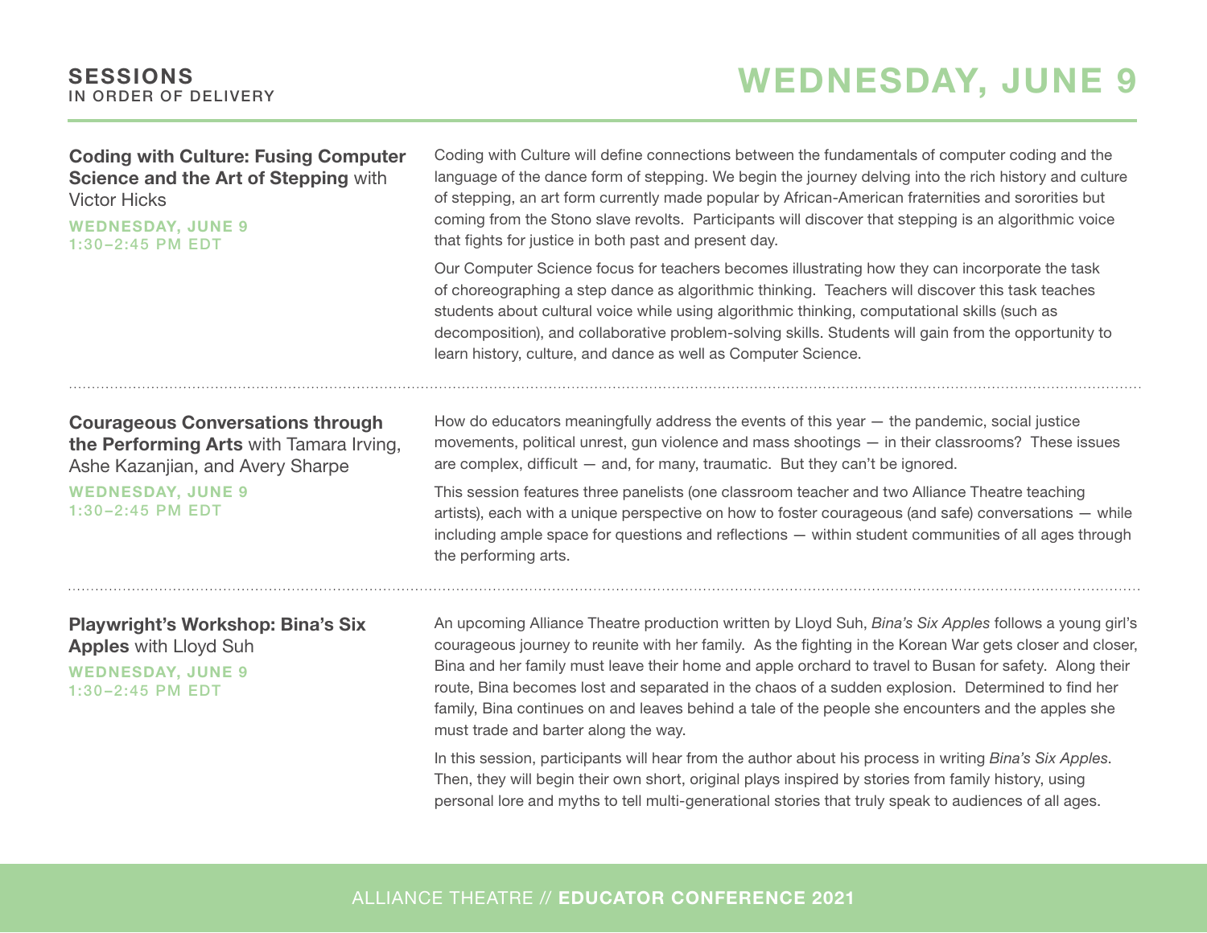## SESSIONS

IN ORDER OF DELIVERY

# WEDNESDAY, JUNE 9

---

### **Coding with Culture: Fusing Computer Science and the Art of Stepping** with Victor Hicks

**WEDNESDAY, JUNE 9**
**1:30–2:45 PM EDT**

Coding with Culture will define connections between the fundamentals of computer coding and the language of the dance form of stepping. We begin the journey delving into the rich history and culture of stepping, an art form currently made popular by African-American fraternities and sororities but coming from the Stono slave revolts. Participants will discover that stepping is an algorithmic voice that fights for justice in both past and present day.

Our Computer Science focus for teachers becomes illustrating how they can incorporate the task of choreographing a step dance as algorithmic thinking. Teachers will discover this task teaches students about cultural voice while using algorithmic thinking, computational skills (such as decomposition), and collaborative problem-solving skills. Students will gain from the opportunity to learn history, culture, and dance as well as Computer Science.

---

### **Courageous Conversations through the Performing Arts** with Tamara Irving, Ashe Kazanjian, and Avery Sharpe

**WEDNESDAY, JUNE 9**
**1:30–2:45 PM EDT**

How do educators meaningfully address the events of this year — the pandemic, social justice movements, political unrest, gun violence and mass shootings — in their classrooms? These issues are complex, difficult — and, for many, traumatic. But they can't be ignored.

This session features three panelists (one classroom teacher and two Alliance Theatre teaching artists), each with a unique perspective on how to foster courageous (and safe) conversations — while including ample space for questions and reflections — within student communities of all ages through the performing arts.

---

### **Playwright's Workshop: Bina's Six Apples** with Lloyd Suh

**WEDNESDAY, JUNE 9**
**1:30–2:45 PM EDT**

An upcoming Alliance Theatre production written by Lloyd Suh, *Bina's Six Apples* follows a young girl's courageous journey to reunite with her family. As the fighting in the Korean War gets closer and closer, Bina and her family must leave their home and apple orchard to travel to Busan for safety. Along their route, Bina becomes lost and separated in the chaos of a sudden explosion. Determined to find her family, Bina continues on and leaves behind a tale of the people she encounters and the apples she must trade and barter along the way.

In this session, participants will hear from the author about his process in writing *Bina's Six Apples*. Then, they will begin their own short, original plays inspired by stories from family history, using personal lore and myths to tell multi-generational stories that truly speak to audiences of all ages.